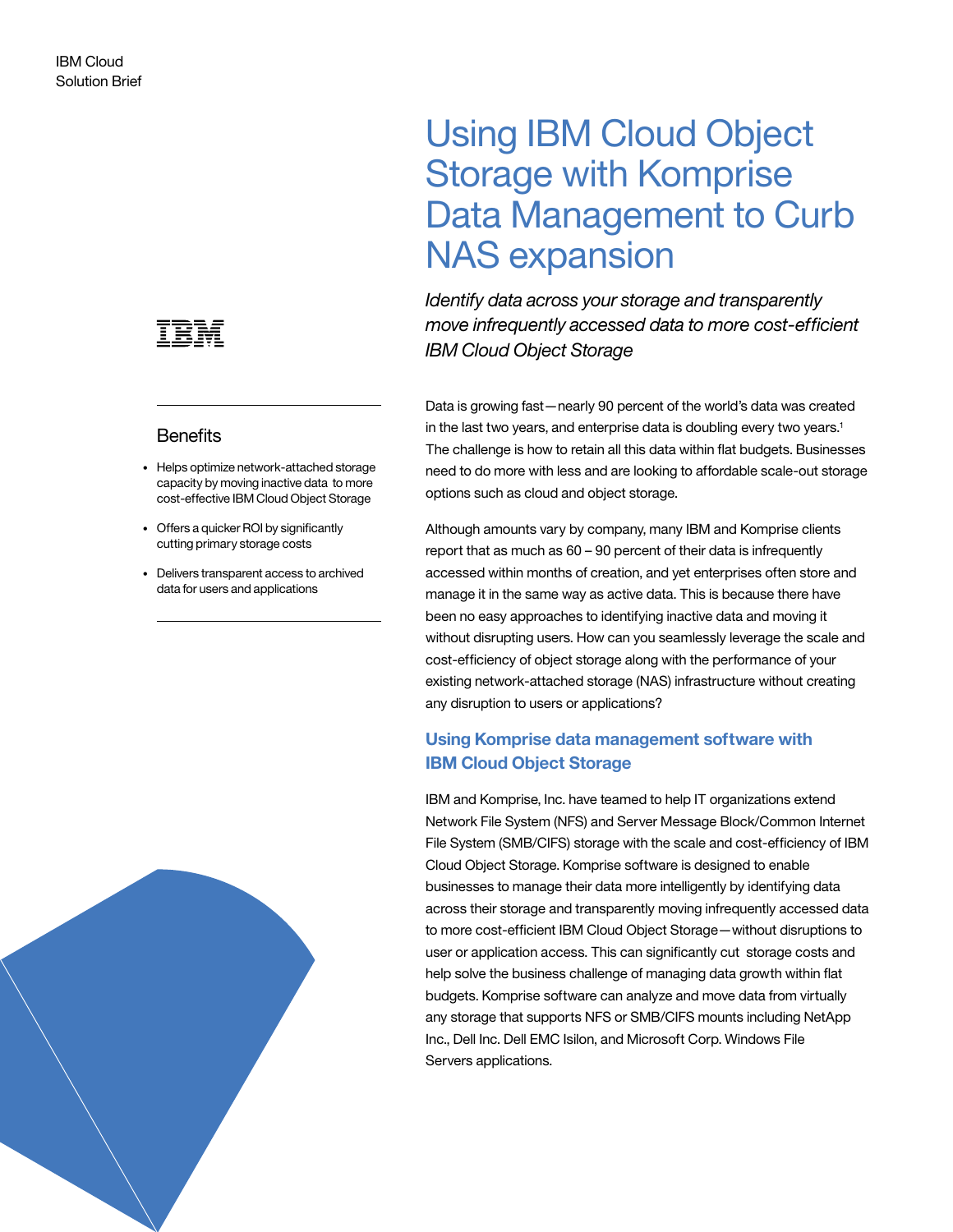IBM Cloud
Solution Brief

# Using IBM Cloud Object Storage with Komprise Data Management to Curb NAS expansion

*Identify data across your storage and transparently move infrequently accessed data to more cost-efficient IBM Cloud Object Storage*

## Benefits

- Helps optimize network-attached storage capacity by moving inactive data to more cost-effective IBM Cloud Object Storage
- Offers a quicker ROI by significantly cutting primary storage costs
- Delivers transparent access to archived data for users and applications

Data is growing fast—nearly 90 percent of the world's data was created in the last two years, and enterprise data is doubling every two years.[1] The challenge is how to retain all this data within flat budgets. Businesses need to do more with less and are looking to affordable scale-out storage options such as cloud and object storage.

Although amounts vary by company, many IBM and Komprise clients report that as much as 60 – 90 percent of their data is infrequently accessed within months of creation, and yet enterprises often store and manage it in the same way as active data. This is because there have been no easy approaches to identifying inactive data and moving it without disrupting users. How can you seamlessly leverage the scale and cost-efficiency of object storage along with the performance of your existing network-attached storage (NAS) infrastructure without creating any disruption to users or applications?

### Using Komprise data management software with IBM Cloud Object Storage

IBM and Komprise, Inc. have teamed to help IT organizations extend Network File System (NFS) and Server Message Block/Common Internet File System (SMB/CIFS) storage with the scale and cost-efficiency of IBM Cloud Object Storage. Komprise software is designed to enable businesses to manage their data more intelligently by identifying data across their storage and transparently moving infrequently accessed data to more cost-efficient IBM Cloud Object Storage—without disruptions to user or application access. This can significantly cut storage costs and help solve the business challenge of managing data growth within flat budgets. Komprise software can analyze and move data from virtually any storage that supports NFS or SMB/CIFS mounts including NetApp Inc., Dell Inc. Dell EMC Isilon, and Microsoft Corp. Windows File Servers applications.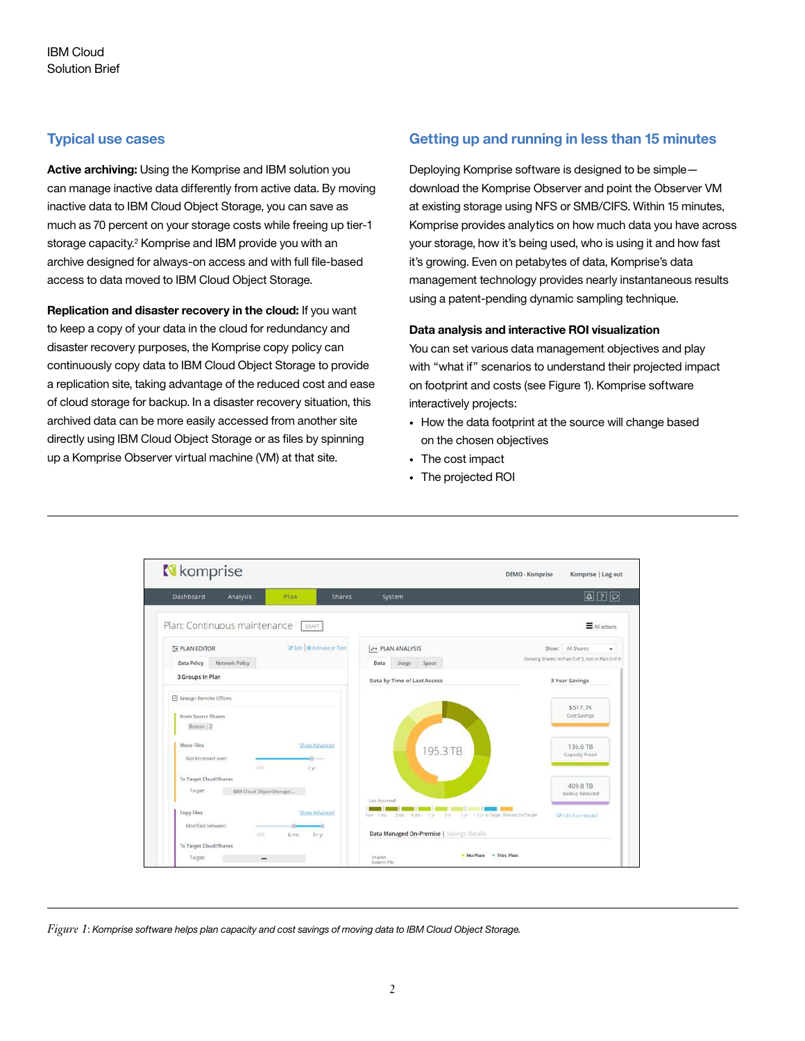## Typical use cases

**Active archiving:** Using the Komprise and IBM solution you can manage inactive data differently from active data. By moving inactive data to IBM Cloud Object Storage, you can save as much as 70 percent on your storage costs while freeing up tier-1 storage capacity.[2] Komprise and IBM provide you with an archive designed for always-on access and with full file-based access to data moved to IBM Cloud Object Storage.

**Replication and disaster recovery in the cloud:** If you want to keep a copy of your data in the cloud for redundancy and disaster recovery purposes, the Komprise copy policy can continuously copy data to IBM Cloud Object Storage to provide a replication site, taking advantage of the reduced cost and ease of cloud storage for backup. In a disaster recovery situation, this archived data can be more easily accessed from another site directly using IBM Cloud Object Storage or as files by spinning up a Komprise Observer virtual machine (VM) at that site.

## Getting up and running in less than 15 minutes

Deploying Komprise software is designed to be simple—download the Komprise Observer and point the Observer VM at existing storage using NFS or SMB/CIFS. Within 15 minutes, Komprise provides analytics on how much data you have across your storage, how it's being used, who is using it and how fast it's growing. Even on petabytes of data, Komprise's data management technology provides nearly instantaneous results using a patent-pending dynamic sampling technique.

### Data analysis and interactive ROI visualization

You can set various data management objectives and play with "what if" scenarios to understand their projected impact on footprint and costs (see Figure 1). Komprise software interactively projects:

- How the data footprint at the source will change based on the chosen objectives
- The cost impact
- The projected ROI

*Figure 1*: *Komprise software helps plan capacity and cost savings of moving data to IBM Cloud Object Storage.*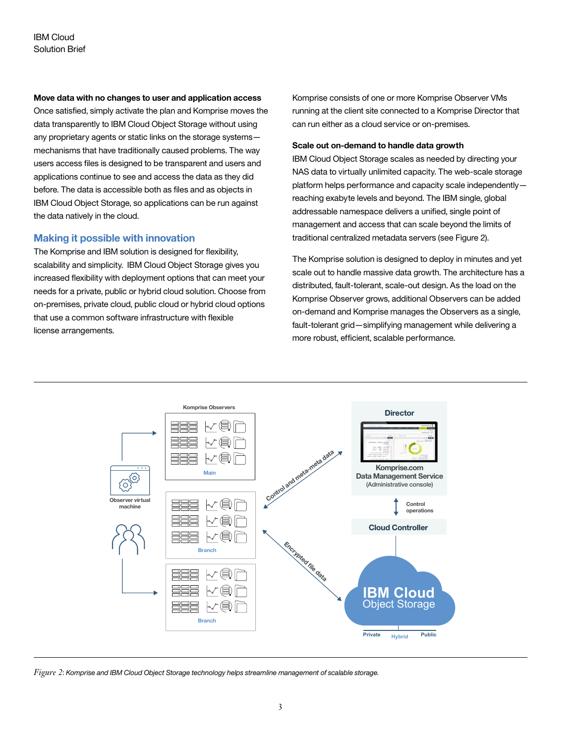**Move data with no changes to user and application access**
Once satisfied, simply activate the plan and Komprise moves the data transparently to IBM Cloud Object Storage without using any proprietary agents or static links on the storage systems—mechanisms that have traditionally caused problems. The way users access files is designed to be transparent and users and applications continue to see and access the data as they did before. The data is accessible both as files and as objects in IBM Cloud Object Storage, so applications can be run against the data natively in the cloud.

## Making it possible with innovation

The Komprise and IBM solution is designed for flexibility, scalability and simplicity. IBM Cloud Object Storage gives you increased flexibility with deployment options that can meet your needs for a private, public or hybrid cloud solution. Choose from on-premises, private cloud, public cloud or hybrid cloud options that use a common software infrastructure with flexible license arrangements.

Komprise consists of one or more Komprise Observer VMs running at the client site connected to a Komprise Director that can run either as a cloud service or on-premises.

**Scale out on-demand to handle data growth**
IBM Cloud Object Storage scales as needed by directing your NAS data to virtually unlimited capacity. The web-scale storage platform helps performance and capacity scale independently—reaching exabyte levels and beyond. The IBM single, global addressable namespace delivers a unified, single point of management and access that can scale beyond the limits of traditional centralized metadata servers (see Figure 2).

The Komprise solution is designed to deploy in minutes and yet scale out to handle massive data growth. The architecture has a distributed, fault-tolerant, scale-out design. As the load on the Komprise Observer grows, additional Observers can be added on-demand and Komprise manages the Observers as a single, fault-tolerant grid—simplifying management while delivering a more robust, efficient, scalable performance.

*Figure 2: Komprise and IBM Cloud Object Storage technology helps streamline management of scalable storage.*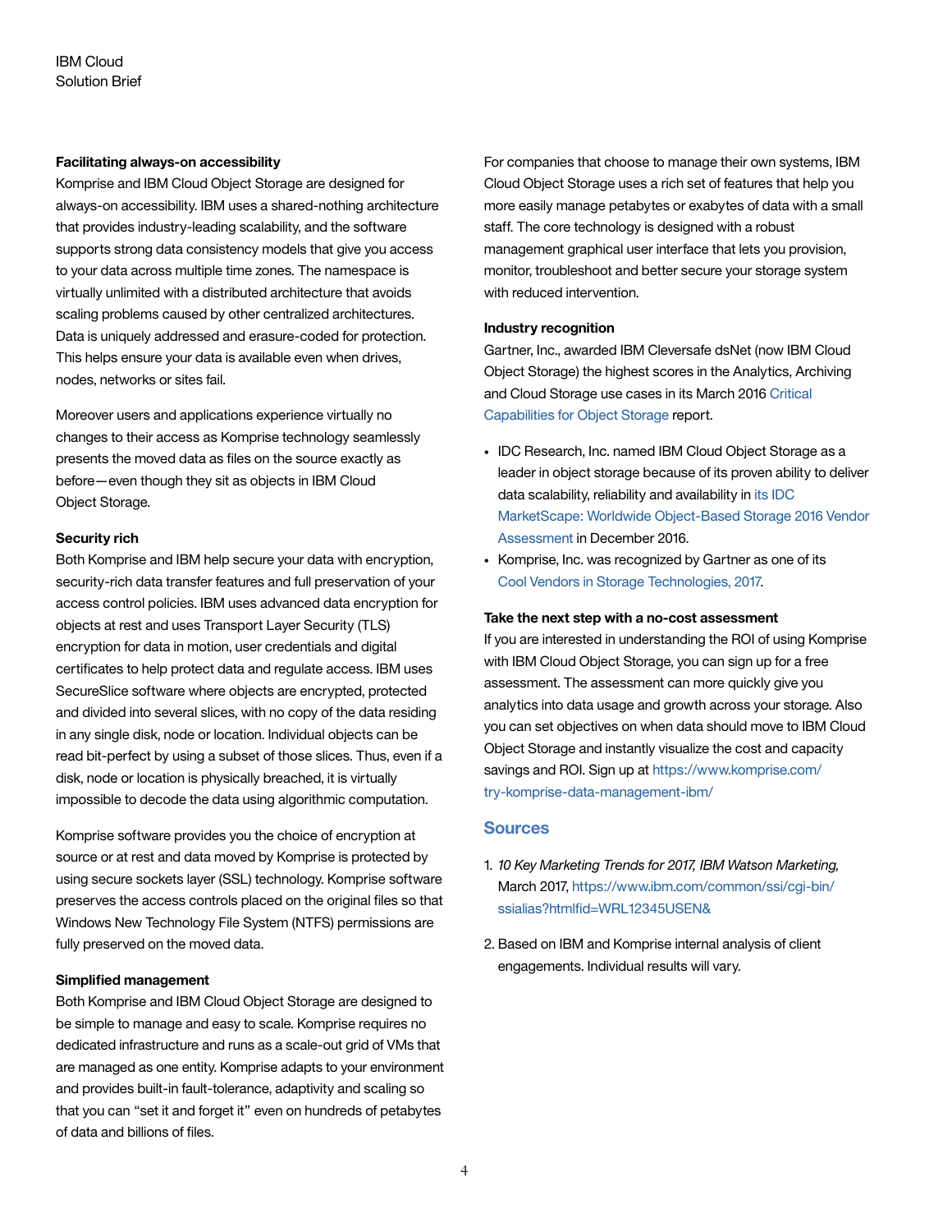### Facilitating always-on accessibility

Komprise and IBM Cloud Object Storage are designed for always-on accessibility. IBM uses a shared-nothing architecture that provides industry-leading scalability, and the software supports strong data consistency models that give you access to your data across multiple time zones. The namespace is virtually unlimited with a distributed architecture that avoids scaling problems caused by other centralized architectures. Data is uniquely addressed and erasure-coded for protection. This helps ensure your data is available even when drives, nodes, networks or sites fail.

Moreover users and applications experience virtually no changes to their access as Komprise technology seamlessly presents the moved data as files on the source exactly as before—even though they sit as objects in IBM Cloud Object Storage.

### Security rich

Both Komprise and IBM help secure your data with encryption, security-rich data transfer features and full preservation of your access control policies. IBM uses advanced data encryption for objects at rest and uses Transport Layer Security (TLS) encryption for data in motion, user credentials and digital certificates to help protect data and regulate access. IBM uses SecureSlice software where objects are encrypted, protected and divided into several slices, with no copy of the data residing in any single disk, node or location. Individual objects can be read bit-perfect by using a subset of those slices. Thus, even if a disk, node or location is physically breached, it is virtually impossible to decode the data using algorithmic computation.

Komprise software provides you the choice of encryption at source or at rest and data moved by Komprise is protected by using secure sockets layer (SSL) technology. Komprise software preserves the access controls placed on the original files so that Windows New Technology File System (NTFS) permissions are fully preserved on the moved data.

### Simplified management

Both Komprise and IBM Cloud Object Storage are designed to be simple to manage and easy to scale. Komprise requires no dedicated infrastructure and runs as a scale-out grid of VMs that are managed as one entity. Komprise adapts to your environment and provides built-in fault-tolerance, adaptivity and scaling so that you can "set it and forget it" even on hundreds of petabytes of data and billions of files.

For companies that choose to manage their own systems, IBM Cloud Object Storage uses a rich set of features that help you more easily manage petabytes or exabytes of data with a small staff. The core technology is designed with a robust management graphical user interface that lets you provision, monitor, troubleshoot and better secure your storage system with reduced intervention.

### Industry recognition

Gartner, Inc., awarded IBM Cleversafe dsNet (now IBM Cloud Object Storage) the highest scores in the Analytics, Archiving and Cloud Storage use cases in its March 2016 Critical Capabilities for Object Storage report.

- IDC Research, Inc. named IBM Cloud Object Storage as a leader in object storage because of its proven ability to deliver data scalability, reliability and availability in its IDC MarketScape: Worldwide Object-Based Storage 2016 Vendor Assessment in December 2016.
- Komprise, Inc. was recognized by Gartner as one of its Cool Vendors in Storage Technologies, 2017.

### Take the next step with a no-cost assessment

If you are interested in understanding the ROI of using Komprise with IBM Cloud Object Storage, you can sign up for a free assessment. The assessment can more quickly give you analytics into data usage and growth across your storage. Also you can set objectives on when data should move to IBM Cloud Object Storage and instantly visualize the cost and capacity savings and ROI. Sign up at https://www.komprise.com/try-komprise-data-management-ibm/

## Sources

1. *10 Key Marketing Trends for 2017, IBM Watson Marketing,* March 2017, https://www.ibm.com/common/ssi/cgi-bin/ssialias?htmlfid=WRL12345USEN&

2. Based on IBM and Komprise internal analysis of client engagements. Individual results will vary.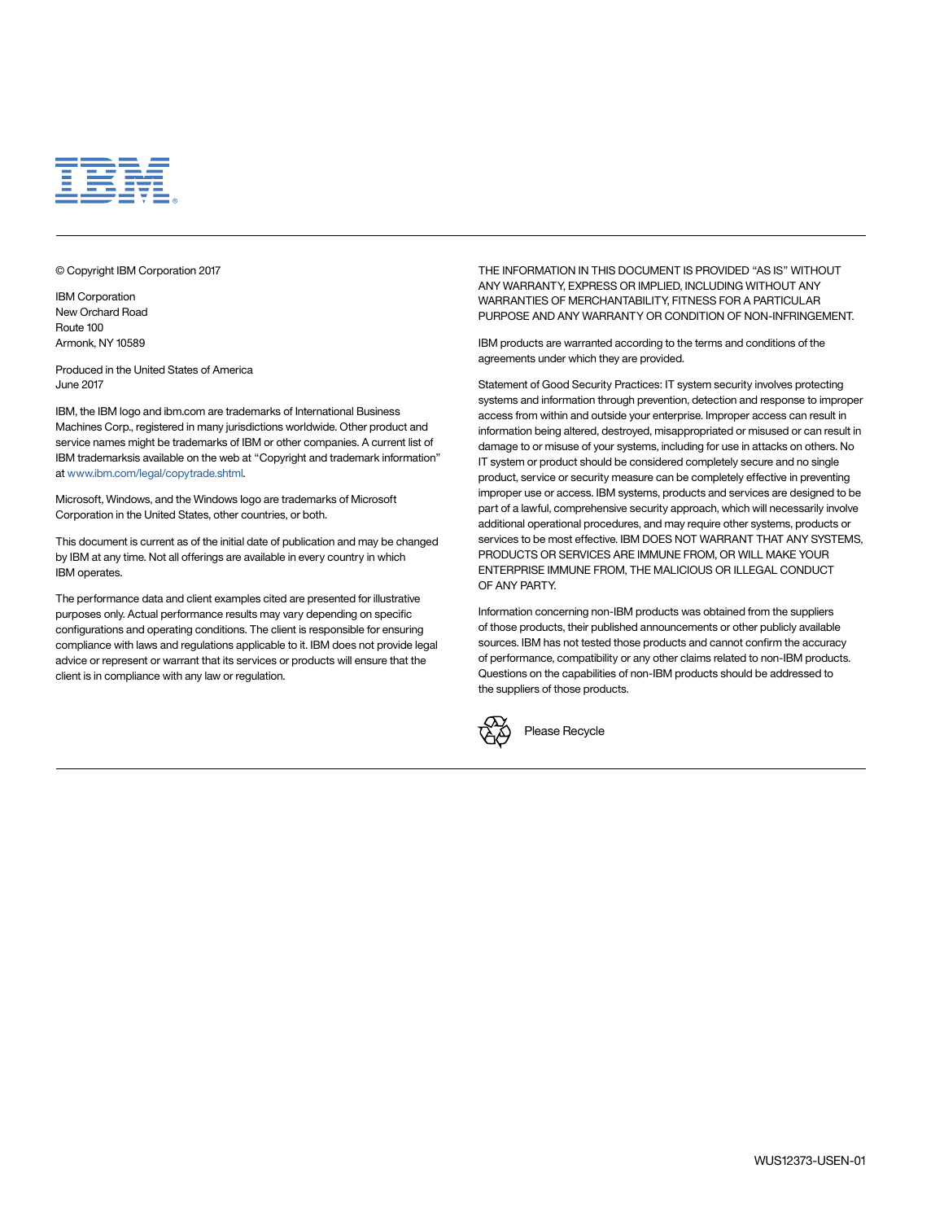© Copyright IBM Corporation 2017

IBM Corporation
New Orchard Road
Route 100
Armonk, NY 10589

Produced in the United States of America
June 2017

IBM, the IBM logo and ibm.com are trademarks of International Business Machines Corp., registered in many jurisdictions worldwide. Other product and service names might be trademarks of IBM or other companies. A current list of IBM trademarksis available on the web at "Copyright and trademark information" at www.ibm.com/legal/copytrade.shtml.

Microsoft, Windows, and the Windows logo are trademarks of Microsoft Corporation in the United States, other countries, or both.

This document is current as of the initial date of publication and may be changed by IBM at any time. Not all offerings are available in every country in which IBM operates.

The performance data and client examples cited are presented for illustrative purposes only. Actual performance results may vary depending on specific configurations and operating conditions. The client is responsible for ensuring compliance with laws and regulations applicable to it. IBM does not provide legal advice or represent or warrant that its services or products will ensure that the client is in compliance with any law or regulation.

THE INFORMATION IN THIS DOCUMENT IS PROVIDED "AS IS" WITHOUT ANY WARRANTY, EXPRESS OR IMPLIED, INCLUDING WITHOUT ANY WARRANTIES OF MERCHANTABILITY, FITNESS FOR A PARTICULAR PURPOSE AND ANY WARRANTY OR CONDITION OF NON-INFRINGEMENT.

IBM products are warranted according to the terms and conditions of the agreements under which they are provided.

Statement of Good Security Practices: IT system security involves protecting systems and information through prevention, detection and response to improper access from within and outside your enterprise. Improper access can result in information being altered, destroyed, misappropriated or misused or can result in damage to or misuse of your systems, including for use in attacks on others. No IT system or product should be considered completely secure and no single product, service or security measure can be completely effective in preventing improper use or access. IBM systems, products and services are designed to be part of a lawful, comprehensive security approach, which will necessarily involve additional operational procedures, and may require other systems, products or services to be most effective. IBM DOES NOT WARRANT THAT ANY SYSTEMS, PRODUCTS OR SERVICES ARE IMMUNE FROM, OR WILL MAKE YOUR ENTERPRISE IMMUNE FROM, THE MALICIOUS OR ILLEGAL CONDUCT OF ANY PARTY.

Information concerning non-IBM products was obtained from the suppliers of those products, their published announcements or other publicly available sources. IBM has not tested those products and cannot confirm the accuracy of performance, compatibility or any other claims related to non-IBM products. Questions on the capabilities of non-IBM products should be addressed to the suppliers of those products.

Please Recycle

WUS12373-USEN-01